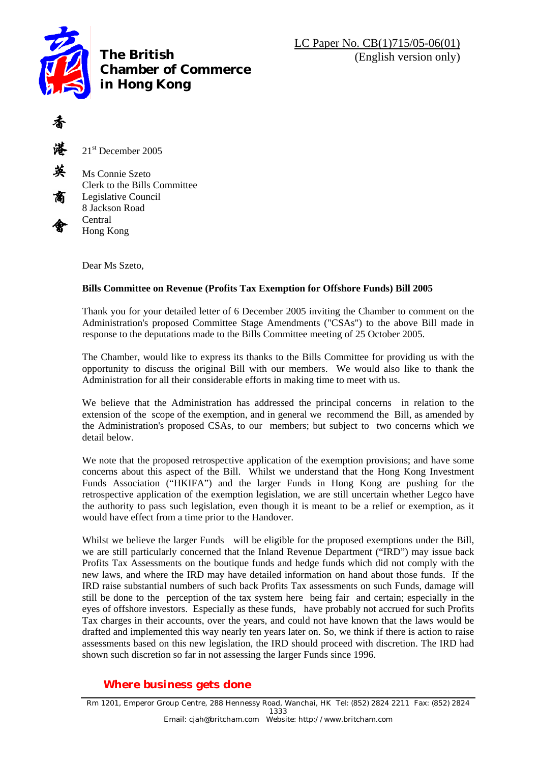LC Paper No. CB(1)715/05-06(01)
(English version only)

**The British Chamber of Commerce in Hong Kong**

香港英商會

21st December 2005

Ms Connie Szeto
Clerk to the Bills Committee
Legislative Council
8 Jackson Road
Central
Hong Kong

Dear Ms Szeto,

**Bills Committee on Revenue (Profits Tax Exemption for Offshore Funds) Bill 2005**

Thank you for your detailed letter of 6 December 2005 inviting the Chamber to comment on the Administration's proposed Committee Stage Amendments ("CSAs") to the above Bill made in response to the deputations made to the Bills Committee meeting of 25 October 2005.

The Chamber, would like to express its thanks to the Bills Committee for providing us with the opportunity to discuss the original Bill with our members. We would also like to thank the Administration for all their considerable efforts in making time to meet with us.

We believe that the Administration has addressed the principal concerns in relation to the extension of the scope of the exemption, and in general we recommend the Bill, as amended by the Administration's proposed CSAs, to our members; but subject to two concerns which we detail below.

We note that the proposed retrospective application of the exemption provisions; and have some concerns about this aspect of the Bill. Whilst we understand that the Hong Kong Investment Funds Association ("HKIFA") and the larger Funds in Hong Kong are pushing for the retrospective application of the exemption legislation, we are still uncertain whether Legco have the authority to pass such legislation, even though it is meant to be a relief or exemption, as it would have effect from a time prior to the Handover.

Whilst we believe the larger Funds will be eligible for the proposed exemptions under the Bill, we are still particularly concerned that the Inland Revenue Department ("IRD") may issue back Profits Tax Assessments on the boutique funds and hedge funds which did not comply with the new laws, and where the IRD may have detailed information on hand about those funds. If the IRD raise substantial numbers of such back Profits Tax assessments on such Funds, damage will still be done to the perception of the tax system here being fair and certain; especially in the eyes of offshore investors. Especially as these funds, have probably not accrued for such Profits Tax charges in their accounts, over the years, and could not have known that the laws would be drafted and implemented this way nearly ten years later on. So, we think if there is action to raise assessments based on this new legislation, the IRD should proceed with discretion. The IRD had shown such discretion so far in not assessing the larger Funds since 1996.

**Where business gets done**

Rm 1201, Emperor Group Centre, 288 Hennessy Road, Wanchai, HK Tel: (852) 2824 2211 Fax: (852) 2824 1333
Email: cjah@britcham.com Website: http://www.britcham.com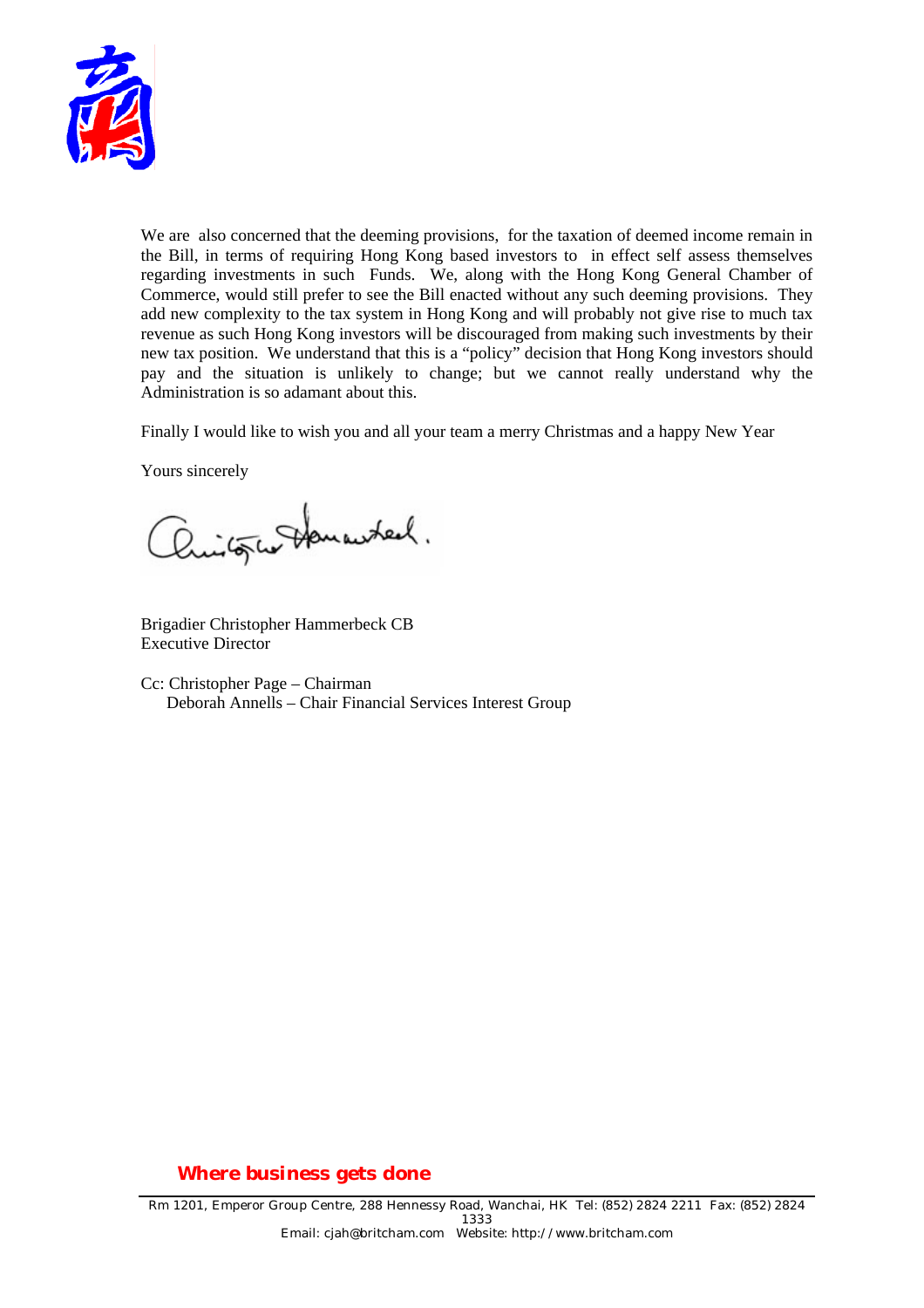We are also concerned that the deeming provisions, for the taxation of deemed income remain in the Bill, in terms of requiring Hong Kong based investors to in effect self assess themselves regarding investments in such Funds. We, along with the Hong Kong General Chamber of Commerce, would still prefer to see the Bill enacted without any such deeming provisions. They add new complexity to the tax system in Hong Kong and will probably not give rise to much tax revenue as such Hong Kong investors will be discouraged from making such investments by their new tax position. We understand that this is a "policy" decision that Hong Kong investors should pay and the situation is unlikely to change; but we cannot really understand why the Administration is so adamant about this.

Finally I would like to wish you and all your team a merry Christmas and a happy New Year

Yours sincerely

Brigadier Christopher Hammerbeck CB
Executive Director

Cc: Christopher Page – Chairman
Deborah Annells – Chair Financial Services Interest Group

**Where business gets done**

Rm 1201, Emperor Group Centre, 288 Hennessy Road, Wanchai, HK Tel: (852) 2824 2211 Fax: (852) 2824 1333
Email: cjah@britcham.com Website: http://www.britcham.com